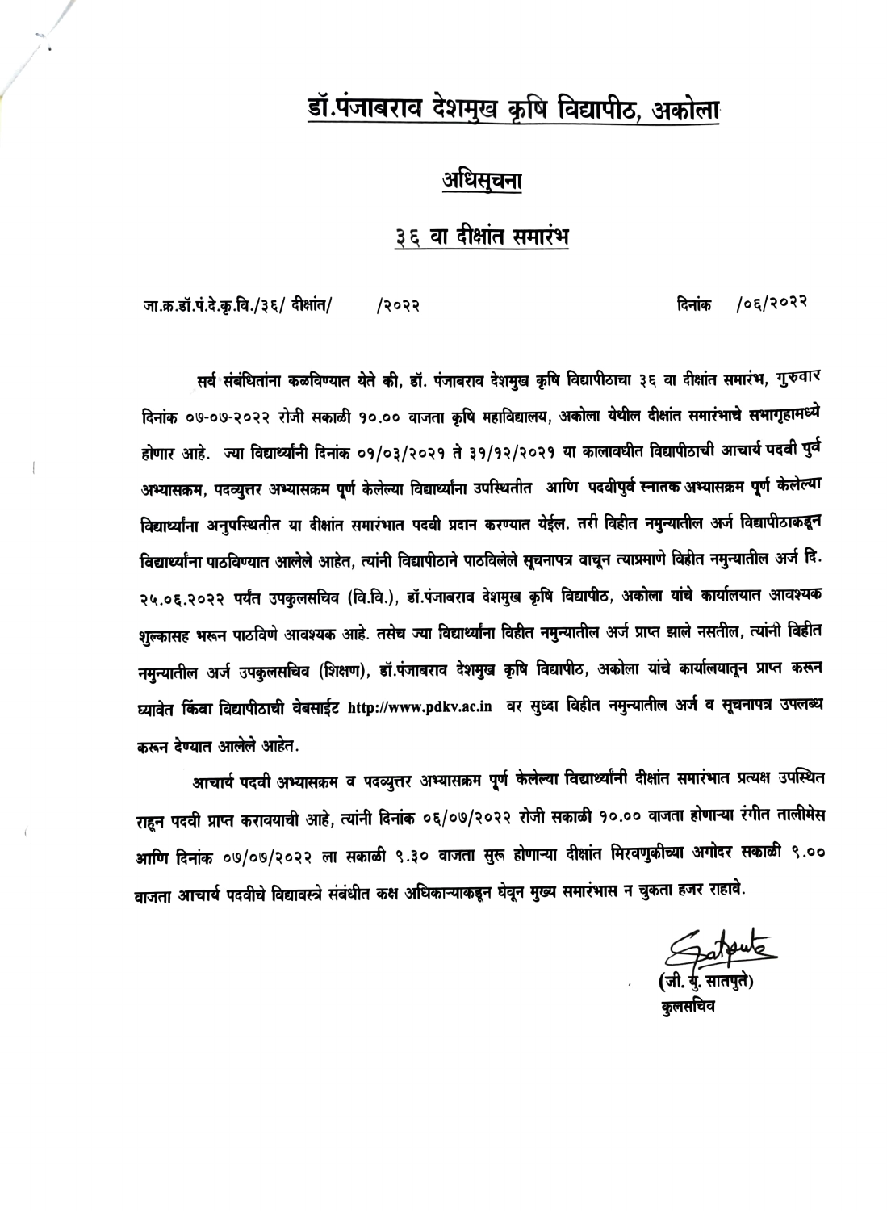# डॉ.पंजाबराव देशमुख कृषि विद्यापीठ, अकोला

## अधिसुचना

## ३६ वा दीक्षांत समारंभ

जा.क्र.डॉ.पं.दे.कृ.वि./३६/ दीक्षांत/ /२०२२ दिनांक /०६/२०२२

सर्व संबंधितांना कळविण्यात येते की, डॉ. पंजाबराव देशमुख कृषि विद्यापीठाचा ३६ वा दीक्षांत समारंभ, गुरुवार दिनांक ०७-०७-२०२२ रोजी सकाळी १०.०० वाजता कृषि महाविद्यालय, अकोला येथील दीक्षांत समारंभाचे सभागृहामध्ये होणार आहे. ज्या विद्यार्थ्यांनी दिनांक ०१/०३/२०२१ ते ३१/१२/२०२१ या कालावधीत विद्यापीठाची आचार्य पदवी पुर्व अभ्यासक्रम, पदव्युत्तर अभ्यासक्रम पूर्ण केलेल्या विद्यार्थ्यांना उपस्थितीत आणि पदवीपुर्व स्नातक अभ्यासक्रम पूर्ण केलेल्या विद्यार्थ्यांना अनुपस्थितीत या दीक्षांत समारंभात पदवी प्रदान करण्यात येईल. तरी विहीत नमुन्यातील अर्ज विद्यापीठाकडून विद्यार्थ्यांना पाठविण्यात आलेले आहेत, त्यांनी विद्यापीठाने पाठविलेले सूचनापत्र वाचून त्याप्रमाणे विहीत नमुन्यातील अर्ज दि. २५.०६.२०२२ पर्यंत उपकुलसचिव (वि.वि.), डॉ.पंजाबराव देशमुख कृषि विद्यापीठ, अकोला यांचे कार्यालयात आवश्यक शुल्कासह भरून पाठविणे आवश्यक आहे. तसेच ज्या विद्यार्थ्यांना विहीत नमुन्यातील अर्ज प्राप्त झाले नसतील, त्यांनी विहीत नमुन्यातील अर्ज उपकुलसचिव (शिक्षण), डॉ.पंजाबराव देशमुख कृषि विद्यापीठ, अकोला यांचे कार्यालयातून प्राप्त करून घ्यावेत किंवा विद्यापीठाची वेबसाईट http://www.pdkv.ac.in वर सुध्दा विहीत नमुन्यातील अर्ज व सूचनापत्र उपलब्ध करून देण्यात आलेले आहेत.

आचार्य पदवी अभ्यासक्रम व पदव्युत्तर अभ्यासक्रम पूर्ण केलेल्या विद्यार्थ्यांनी दीक्षांत समारंभात प्रत्यक्ष उपस्थित राहून पदवी प्राप्त करावयाची आहे, त्यांनी दिनांक ०६/०७/२०२२ रोजी सकाळी १०.०० वाजता होणाऱ्या रंगीत तालीमेस आणि दिनांक ०७/०७/२०२२ ला सकाळी ९.३० वाजता सुरू होणाऱ्या दीक्षांत मिरवणुकीच्या अगोदर सकाळी ९.०० वाजता आचार्य पदवीचे विद्यावस्त्रे संबंधीत कक्ष अधिकाऱ्याकडून घेवून मुख्य समारंभास न चुकता हजर राहावे.

(जी. यु. सातपुते)
कुलसचिव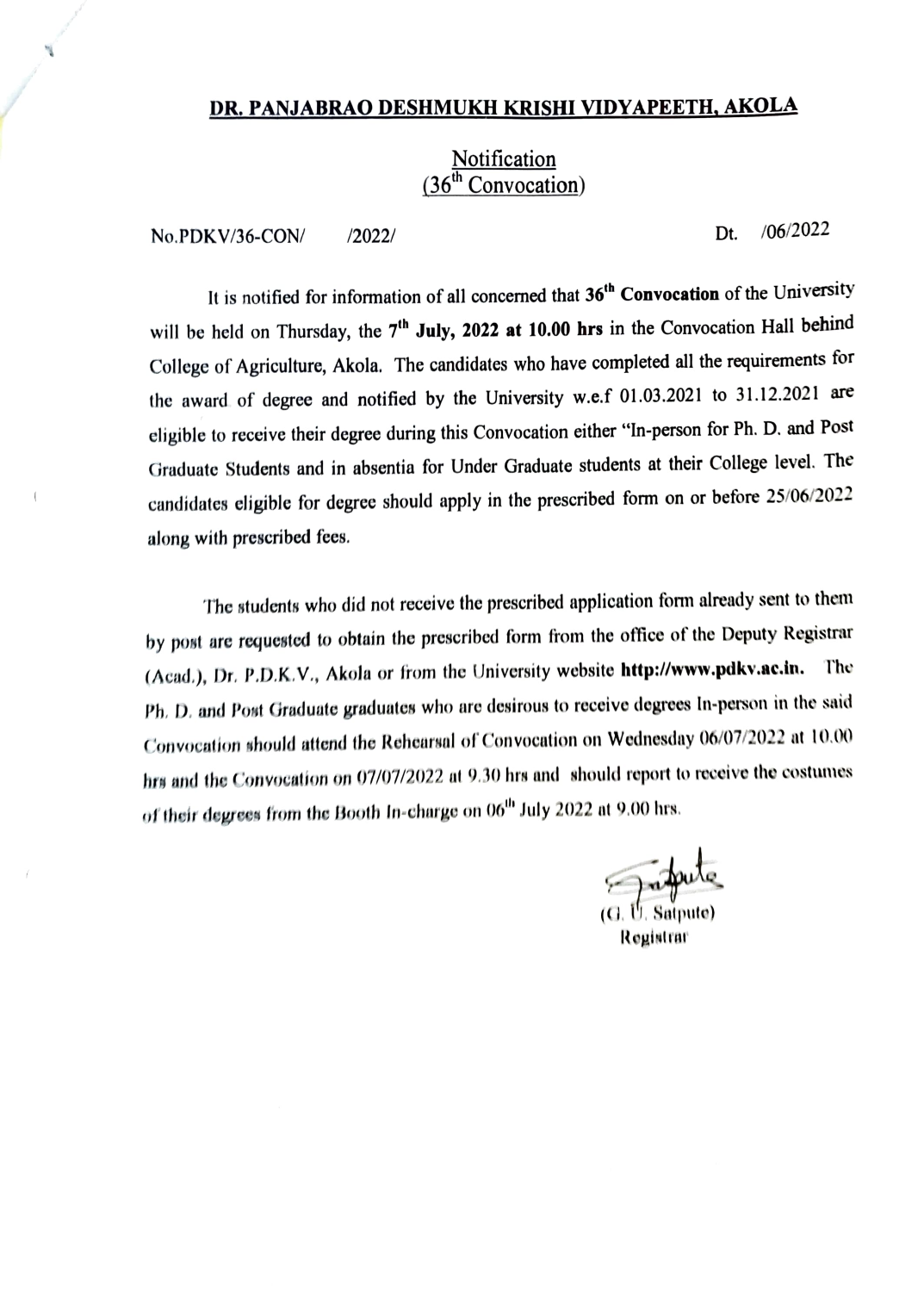# DR. PANJABRAO DESHMUKH KRISHI VIDYAPEETH, AKOLA

## Notification
## (36th Convocation)

No.PDKV/36-CON/     /2022/                                                   Dt.   /06/2022

It is notified for information of all concerned that **36th Convocation** of the University will be held on Thursday, the **7th July, 2022 at 10.00 hrs** in the Convocation Hall behind College of Agriculture, Akola. The candidates who have completed all the requirements for the award of degree and notified by the University w.e.f 01.03.2021 to 31.12.2021 are eligible to receive their degree during this Convocation either "In-person for Ph. D. and Post Graduate Students and in absentia for Under Graduate students at their College level. The candidates eligible for degree should apply in the prescribed form on or before 25/06/2022 along with prescribed fees.

The students who did not receive the prescribed application form already sent to them by post are requested to obtain the prescribed form from the office of the Deputy Registrar (Acad.), Dr. P.D.K.V., Akola or from the University website **http://www.pdkv.ac.in.** The Ph. D. and Post Graduate graduates who are desirous to receive degrees In-person in the said Convocation should attend the Rehearsal of Convocation on Wednesday 06/07/2022 at 10.00 hrs and the Convocation on 07/07/2022 at 9.30 hrs and should report to receive the costumes of their degrees from the Booth In-charge on 06th July 2022 at 9.00 hrs.

(G. U. Satpute)
Registrar